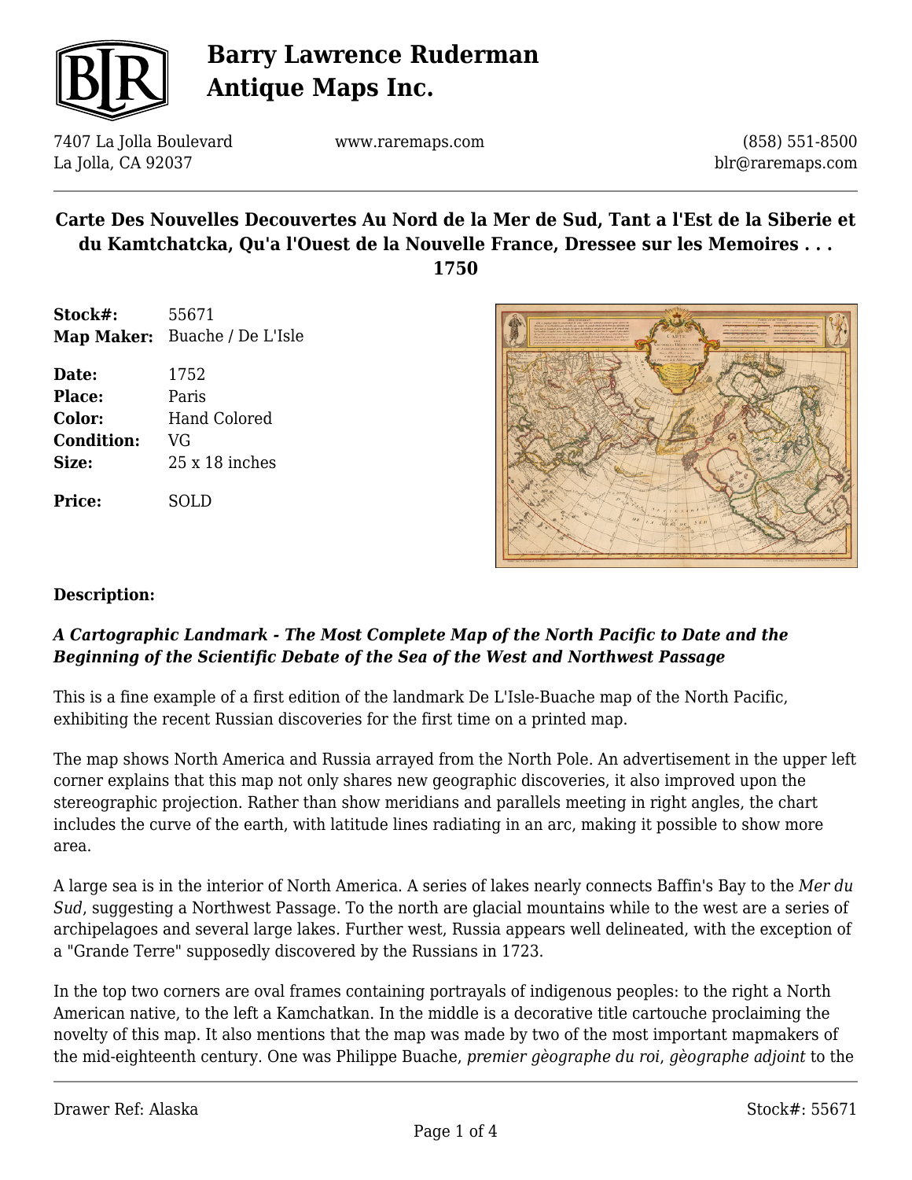# Barry Lawrence Ruderman Antique Maps Inc.

7407 La Jolla Boulevard
La Jolla, CA 92037

www.raremaps.com

(858) 551-8500
blr@raremaps.com

## Carte Des Nouvelles Decouvertes Au Nord de la Mer de Sud, Tant a l'Est de la Siberie et du Kamtchatcka, Qu'a l'Ouest de la Nouvelle France, Dressee sur les Memoires . . . 1750

**Stock#:** 55671
**Map Maker:** Buache / De L'Isle

**Date:** 1752
**Place:** Paris
**Color:** Hand Colored
**Condition:** VG
**Size:** 25 x 18 inches

**Price:** SOLD

**Description:**

***A Cartographic Landmark - The Most Complete Map of the North Pacific to Date and the Beginning of the Scientific Debate of the Sea of the West and Northwest Passage***

This is a fine example of a first edition of the landmark De L'Isle-Buache map of the North Pacific, exhibiting the recent Russian discoveries for the first time on a printed map.

The map shows North America and Russia arrayed from the North Pole. An advertisement in the upper left corner explains that this map not only shares new geographic discoveries, it also improved upon the stereographic projection. Rather than show meridians and parallels meeting in right angles, the chart includes the curve of the earth, with latitude lines radiating in an arc, making it possible to show more area.

A large sea is in the interior of North America. A series of lakes nearly connects Baffin's Bay to the *Mer du Sud*, suggesting a Northwest Passage. To the north are glacial mountains while to the west are a series of archipelagoes and several large lakes. Further west, Russia appears well delineated, with the exception of a "Grande Terre" supposedly discovered by the Russians in 1723.

In the top two corners are oval frames containing portrayals of indigenous peoples: to the right a North American native, to the left a Kamchatkan. In the middle is a decorative title cartouche proclaiming the novelty of this map. It also mentions that the map was made by two of the most important mapmakers of the mid-eighteenth century. One was Philippe Buache, *premier gèographe du roi*, *gèographe adjoint* to the

Drawer Ref: Alaska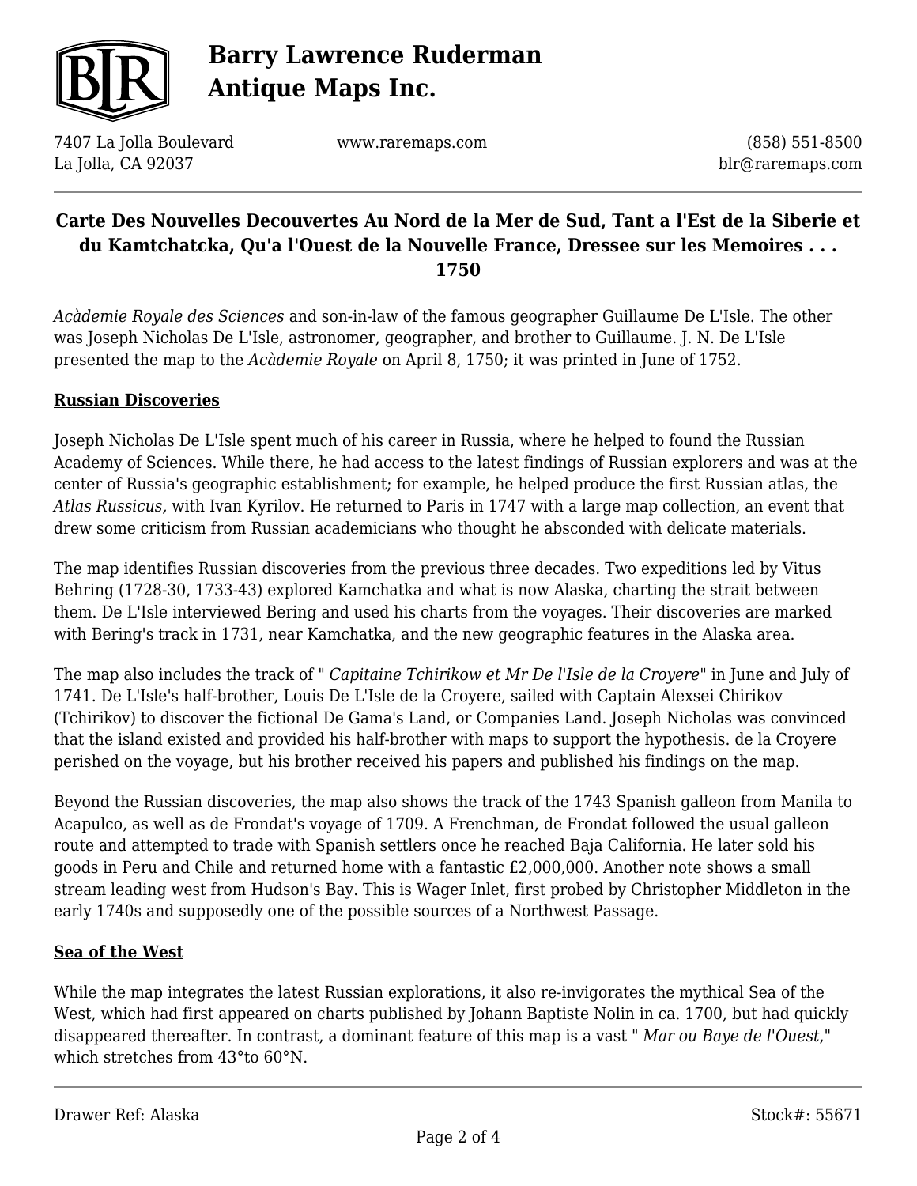*Acàdemie Royale des Sciences* and son-in-law of the famous geographer Guillaume De L'Isle. The other was Joseph Nicholas De L'Isle, astronomer, geographer, and brother to Guillaume. J. N. De L'Isle presented the map to the *Acàdemie Royale* on April 8, 1750; it was printed in June of 1752.

**Russian Discoveries**

Joseph Nicholas De L'Isle spent much of his career in Russia, where he helped to found the Russian Academy of Sciences. While there, he had access to the latest findings of Russian explorers and was at the center of Russia's geographic establishment; for example, he helped produce the first Russian atlas, the *Atlas Russicus,* with Ivan Kyrilov. He returned to Paris in 1747 with a large map collection, an event that drew some criticism from Russian academicians who thought he absconded with delicate materials.

The map identifies Russian discoveries from the previous three decades. Two expeditions led by Vitus Behring (1728-30, 1733-43) explored Kamchatka and what is now Alaska, charting the strait between them. De L'Isle interviewed Bering and used his charts from the voyages. Their discoveries are marked with Bering's track in 1731, near Kamchatka, and the new geographic features in the Alaska area.

The map also includes the track of " *Capitaine Tchirikow et Mr De l'Isle de la Croyere*" in June and July of 1741. De L'Isle's half-brother, Louis De L'Isle de la Croyere, sailed with Captain Alexsei Chirikov (Tchirikov) to discover the fictional De Gama's Land, or Companies Land. Joseph Nicholas was convinced that the island existed and provided his half-brother with maps to support the hypothesis. de la Croyere perished on the voyage, but his brother received his papers and published his findings on the map.

Beyond the Russian discoveries, the map also shows the track of the 1743 Spanish galleon from Manila to Acapulco, as well as de Frondat's voyage of 1709. A Frenchman, de Frondat followed the usual galleon route and attempted to trade with Spanish settlers once he reached Baja California. He later sold his goods in Peru and Chile and returned home with a fantastic £2,000,000. Another note shows a small stream leading west from Hudson's Bay. This is Wager Inlet, first probed by Christopher Middleton in the early 1740s and supposedly one of the possible sources of a Northwest Passage.

**Sea of the West**

While the map integrates the latest Russian explorations, it also re-invigorates the mythical Sea of the West, which had first appeared on charts published by Johann Baptiste Nolin in ca. 1700, but had quickly disappeared thereafter. In contrast, a dominant feature of this map is a vast " *Mar ou Baye de l'Ouest*," which stretches from 43°to 60°N.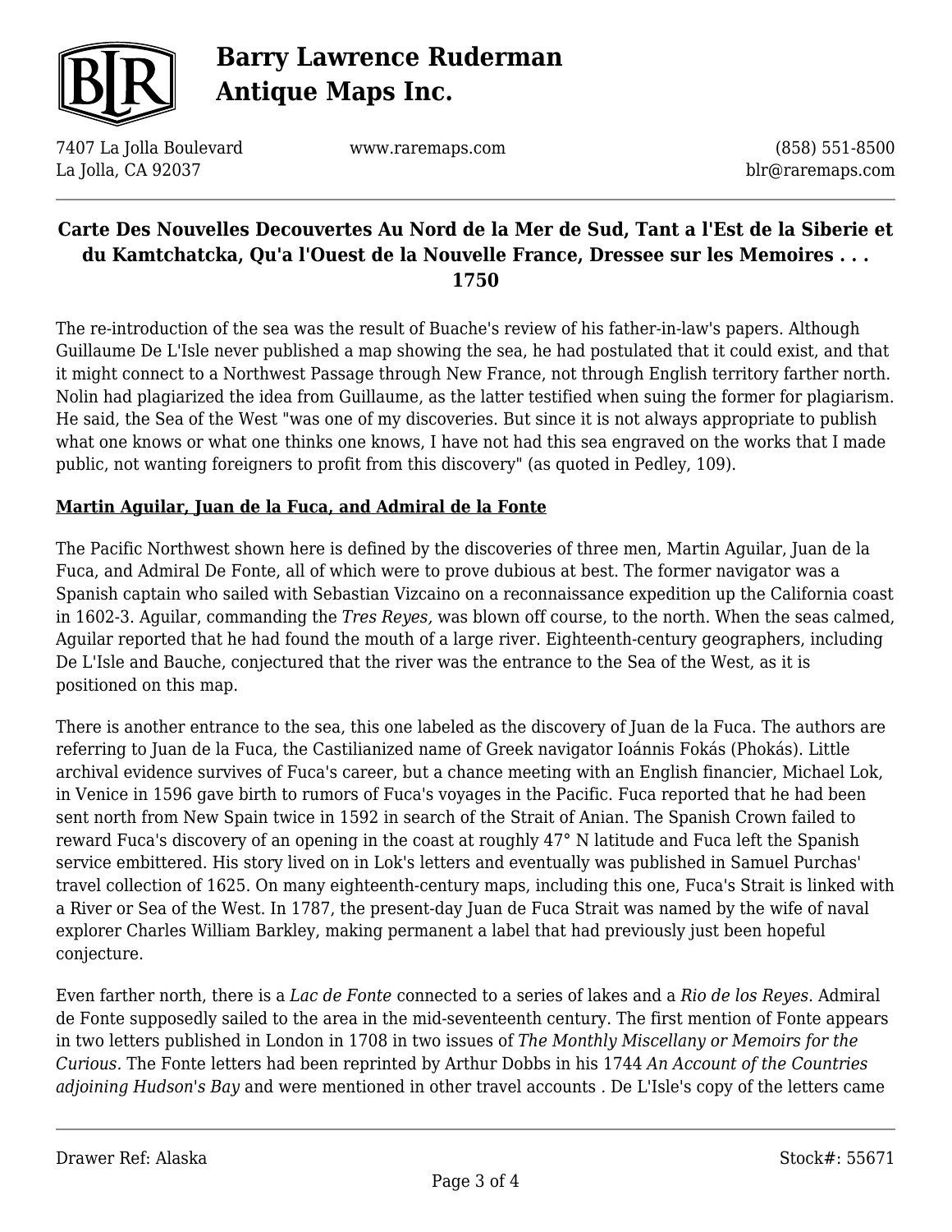**Carte Des Nouvelles Decouvertes Au Nord de la Mer de Sud, Tant a l'Est de la Siberie et du Kamtchatcka, Qu'a l'Ouest de la Nouvelle France, Dressee sur les Memoires . . . 1750**

The re-introduction of the sea was the result of Buache's review of his father-in-law's papers. Although Guillaume De L'Isle never published a map showing the sea, he had postulated that it could exist, and that it might connect to a Northwest Passage through New France, not through English territory farther north. Nolin had plagiarized the idea from Guillaume, as the latter testified when suing the former for plagiarism. He said, the Sea of the West "was one of my discoveries. But since it is not always appropriate to publish what one knows or what one thinks one knows, I have not had this sea engraved on the works that I made public, not wanting foreigners to profit from this discovery" (as quoted in Pedley, 109).

**Martin Aguilar, Juan de la Fuca, and Admiral de la Fonte**

The Pacific Northwest shown here is defined by the discoveries of three men, Martin Aguilar, Juan de la Fuca, and Admiral De Fonte, all of which were to prove dubious at best. The former navigator was a Spanish captain who sailed with Sebastian Vizcaino on a reconnaissance expedition up the California coast in 1602-3. Aguilar, commanding the *Tres Reyes,* was blown off course, to the north. When the seas calmed, Aguilar reported that he had found the mouth of a large river. Eighteenth-century geographers, including De L'Isle and Bauche, conjectured that the river was the entrance to the Sea of the West, as it is positioned on this map.

There is another entrance to the sea, this one labeled as the discovery of Juan de la Fuca. The authors are referring to Juan de la Fuca, the Castilianized name of Greek navigator Ioánnis Fokás (Phokás). Little archival evidence survives of Fuca's career, but a chance meeting with an English financier, Michael Lok, in Venice in 1596 gave birth to rumors of Fuca's voyages in the Pacific. Fuca reported that he had been sent north from New Spain twice in 1592 in search of the Strait of Anian. The Spanish Crown failed to reward Fuca's discovery of an opening in the coast at roughly 47° N latitude and Fuca left the Spanish service embittered. His story lived on in Lok's letters and eventually was published in Samuel Purchas' travel collection of 1625. On many eighteenth-century maps, including this one, Fuca's Strait is linked with a River or Sea of the West. In 1787, the present-day Juan de Fuca Strait was named by the wife of naval explorer Charles William Barkley, making permanent a label that had previously just been hopeful conjecture.

Even farther north, there is a *Lac de Fonte* connected to a series of lakes and a *Rio de los Reyes*. Admiral de Fonte supposedly sailed to the area in the mid-seventeenth century. The first mention of Fonte appears in two letters published in London in 1708 in two issues of *The Monthly Miscellany or Memoirs for the Curious.* The Fonte letters had been reprinted by Arthur Dobbs in his 1744 *An Account of the Countries adjoining Hudson's Bay* and were mentioned in other travel accounts . De L'Isle's copy of the letters came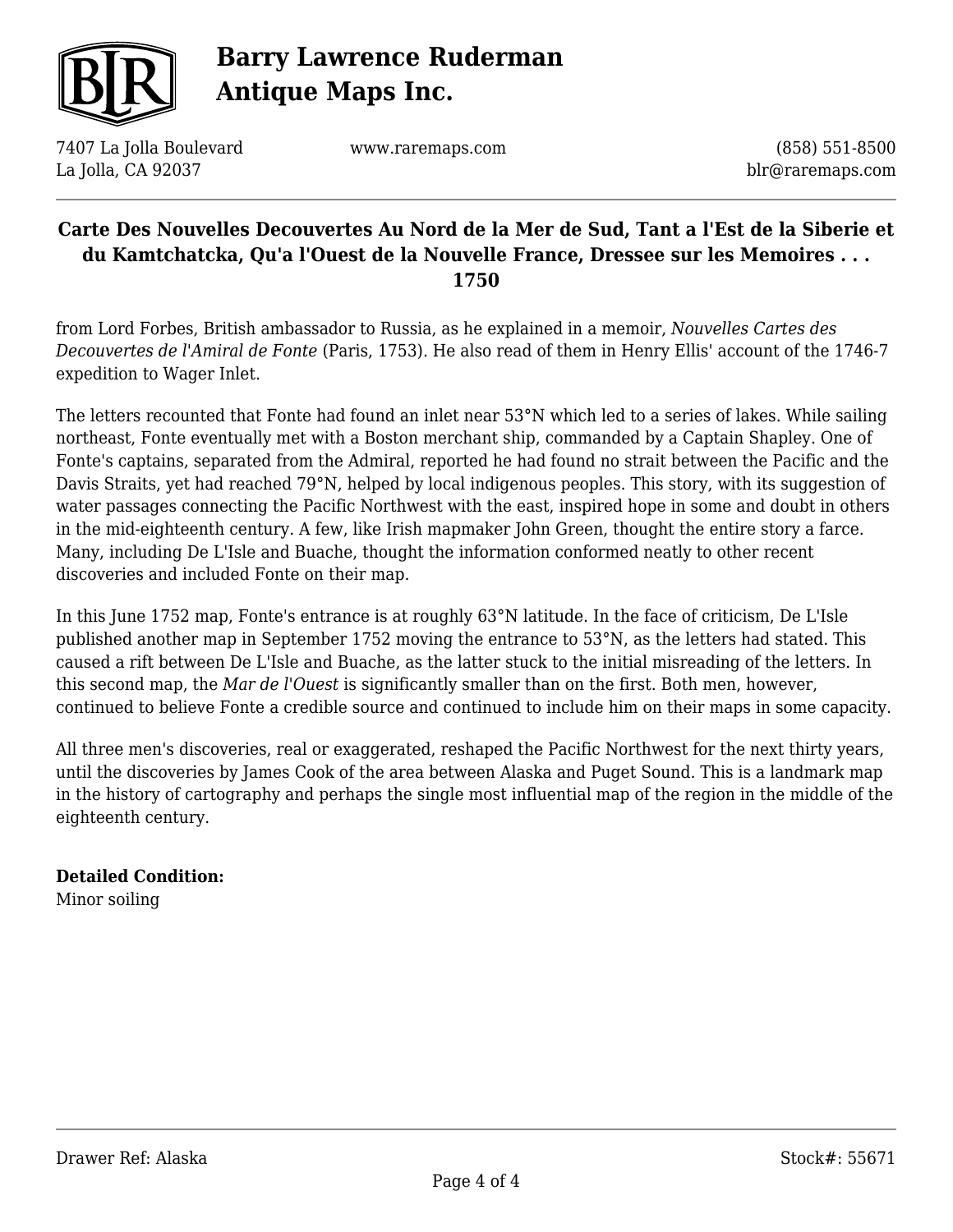**Carte Des Nouvelles Decouvertes Au Nord de la Mer de Sud, Tant a l'Est de la Siberie et du Kamtchatcka, Qu'a l'Ouest de la Nouvelle France, Dressee sur les Memoires . . . 1750**

from Lord Forbes, British ambassador to Russia, as he explained in a memoir, *Nouvelles Cartes des Decouvertes de l'Amiral de Fonte* (Paris, 1753). He also read of them in Henry Ellis' account of the 1746-7 expedition to Wager Inlet.

The letters recounted that Fonte had found an inlet near 53°N which led to a series of lakes. While sailing northeast, Fonte eventually met with a Boston merchant ship, commanded by a Captain Shapley. One of Fonte's captains, separated from the Admiral, reported he had found no strait between the Pacific and the Davis Straits, yet had reached 79°N, helped by local indigenous peoples. This story, with its suggestion of water passages connecting the Pacific Northwest with the east, inspired hope in some and doubt in others in the mid-eighteenth century. A few, like Irish mapmaker John Green, thought the entire story a farce. Many, including De L'Isle and Buache, thought the information conformed neatly to other recent discoveries and included Fonte on their map.

In this June 1752 map, Fonte's entrance is at roughly 63°N latitude. In the face of criticism, De L'Isle published another map in September 1752 moving the entrance to 53°N, as the letters had stated. This caused a rift between De L'Isle and Buache, as the latter stuck to the initial misreading of the letters. In this second map, the *Mar de l'Ouest* is significantly smaller than on the first. Both men, however, continued to believe Fonte a credible source and continued to include him on their maps in some capacity.

All three men's discoveries, real or exaggerated, reshaped the Pacific Northwest for the next thirty years, until the discoveries by James Cook of the area between Alaska and Puget Sound. This is a landmark map in the history of cartography and perhaps the single most influential map of the region in the middle of the eighteenth century.

**Detailed Condition:**
Minor soiling